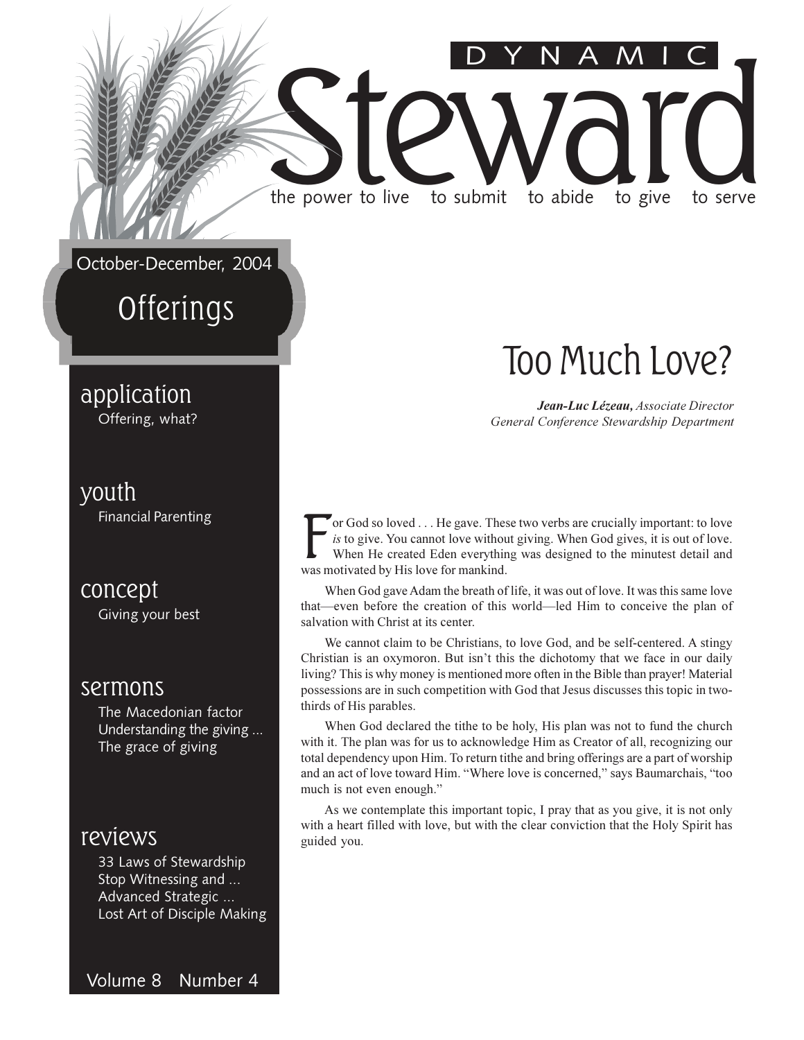# DYNAMIC Steward

the power to live to submit to abide to give to serve

October-December, 2004

## Offerings

**application**
Offering, what?

**youth**
Financial Parenting

**concept**
Giving your best

**sermons**
The Macedonian factor
Understanding the giving ...
The grace of giving

**reviews**
33 Laws of Stewardship
Stop Witnessing and ...
Advanced Strategic ...
Lost Art of Disciple Making

Volume 8 Number 4

# Too Much Love?

***Jean-Luc Lézeau,*** *Associate Director*
*General Conference Stewardship Department*

For God so loved . . . He gave. These two verbs are crucially important: to love *is* to give. You cannot love without giving. When God gives, it is out of love. When He created Eden everything was designed to the minutest detail and was motivated by His love for mankind.

When God gave Adam the breath of life, it was out of love. It was this same love that—even before the creation of this world—led Him to conceive the plan of salvation with Christ at its center.

We cannot claim to be Christians, to love God, and be self-centered. A stingy Christian is an oxymoron. But isn't this the dichotomy that we face in our daily living? This is why money is mentioned more often in the Bible than prayer! Material possessions are in such competition with God that Jesus discusses this topic in two-thirds of His parables.

When God declared the tithe to be holy, His plan was not to fund the church with it. The plan was for us to acknowledge Him as Creator of all, recognizing our total dependency upon Him. To return tithe and bring offerings are a part of worship and an act of love toward Him. "Where love is concerned," says Baumarchais, "too much is not even enough."

As we contemplate this important topic, I pray that as you give, it is not only with a heart filled with love, but with the clear conviction that the Holy Spirit has guided you.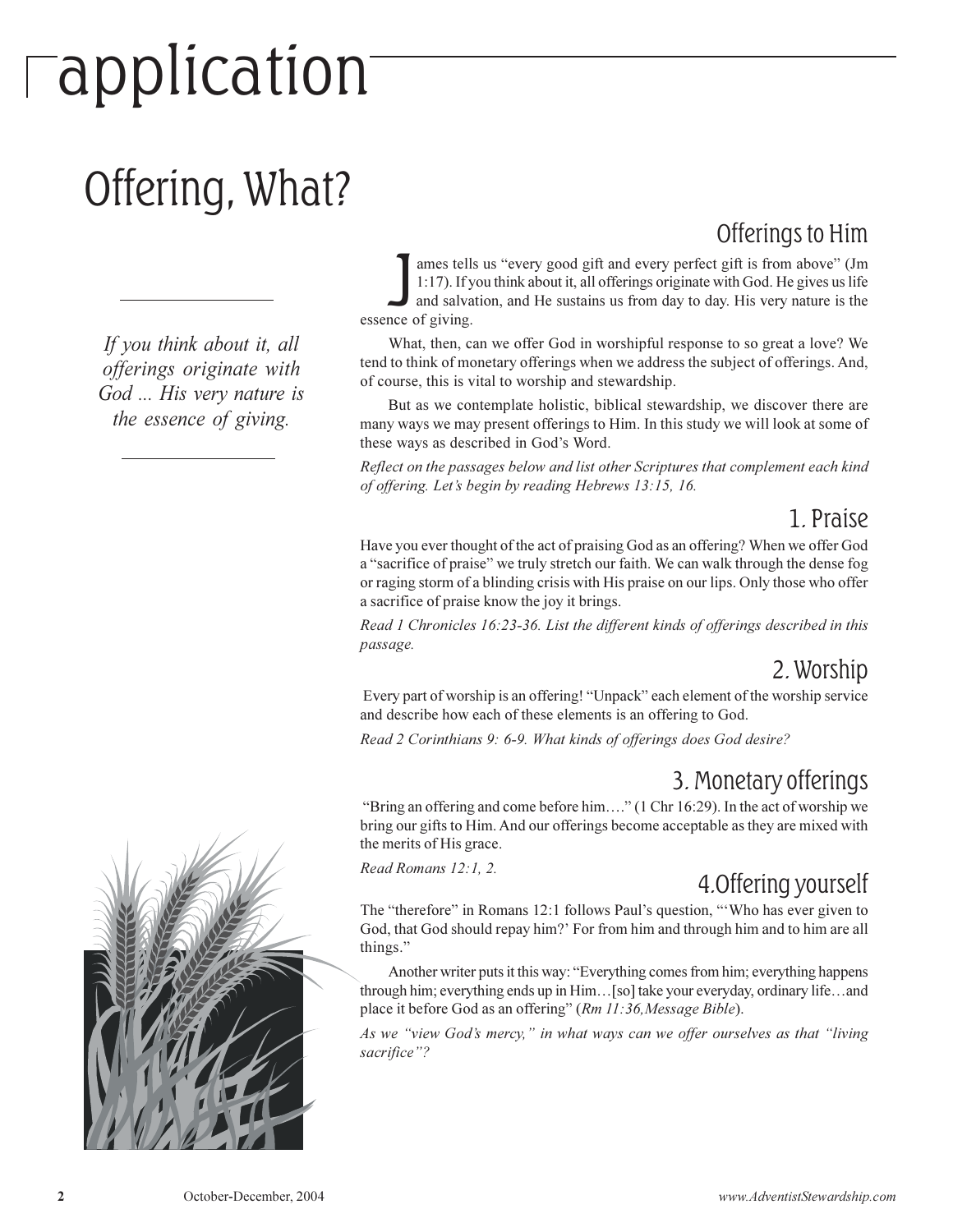# application

## Offering, What?

*If you think about it, all offerings originate with God ... His very nature is the essence of giving.*

### Offerings to Him

James tells us "every good gift and every perfect gift is from above" (Jm 1:17). If you think about it, all offerings originate with God. He gives us life and salvation, and He sustains us from day to day. His very nature is the essence of giving.

What, then, can we offer God in worshipful response to so great a love? We tend to think of monetary offerings when we address the subject of offerings. And, of course, this is vital to worship and stewardship.

But as we contemplate holistic, biblical stewardship, we discover there are many ways we may present offerings to Him. In this study we will look at some of these ways as described in God's Word.

*Reflect on the passages below and list other Scriptures that complement each kind of offering. Let's begin by reading Hebrews 13:15, 16.*

### 1. Praise

Have you ever thought of the act of praising God as an offering? When we offer God a "sacrifice of praise" we truly stretch our faith. We can walk through the dense fog or raging storm of a blinding crisis with His praise on our lips. Only those who offer a sacrifice of praise know the joy it brings.

*Read 1 Chronicles 16:23-36. List the different kinds of offerings described in this passage.*

### 2. Worship

Every part of worship is an offering! "Unpack" each element of the worship service and describe how each of these elements is an offering to God.

*Read 2 Corinthians 9: 6-9. What kinds of offerings does God desire?*

### 3. Monetary offerings

"Bring an offering and come before him…." (1 Chr 16:29). In the act of worship we bring our gifts to Him. And our offerings become acceptable as they are mixed with the merits of His grace.

*Read Romans 12:1, 2.*

### 4.Offering yourself

The "therefore" in Romans 12:1 follows Paul's question, "'Who has ever given to God, that God should repay him?' For from him and through him and to him are all things."

Another writer puts it this way: "Everything comes from him; everything happens through him; everything ends up in Him…[so] take your everyday, ordinary life…and place it before God as an offering" (*Rm 11:36,Message Bible*).

*As we "view God's mercy," in what ways can we offer ourselves as that "living sacrifice"?*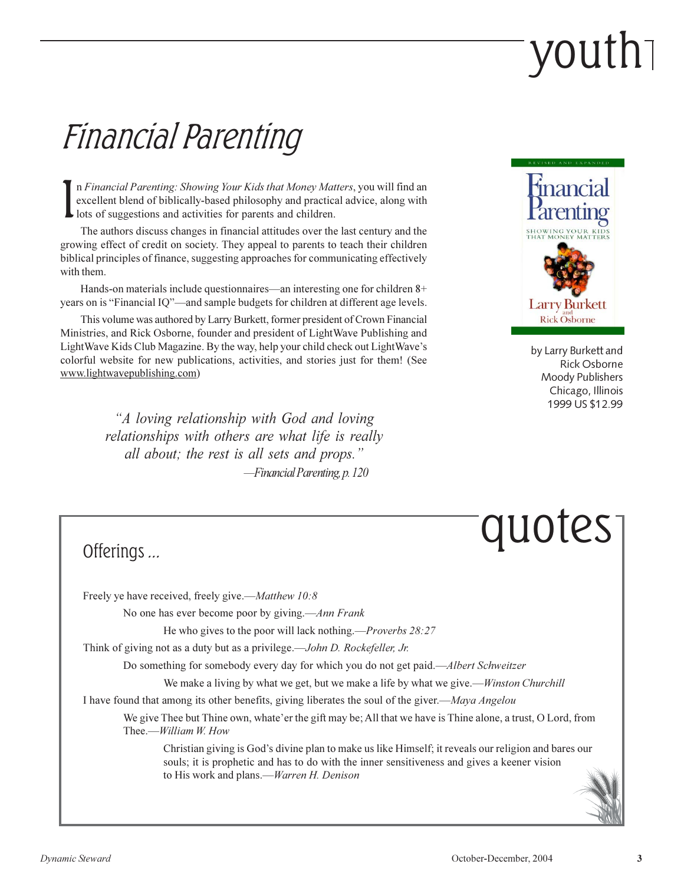# youth

## Financial Parenting

In *Financial Parenting: Showing Your Kids that Money Matters*, you will find an excellent blend of biblically-based philosophy and practical advice, along with lots of suggestions and activities for parents and children.

The authors discuss changes in financial attitudes over the last century and the growing effect of credit on society. They appeal to parents to teach their children biblical principles of finance, suggesting approaches for communicating effectively with them.

Hands-on materials include questionnaires—an interesting one for children 8+ years on is "Financial IQ"—and sample budgets for children at different age levels.

This volume was authored by Larry Burkett, former president of Crown Financial Ministries, and Rick Osborne, founder and president of LightWave Publishing and LightWave Kids Club Magazine. By the way, help your child check out LightWave's colorful website for new publications, activities, and stories just for them! (See www.lightwavepublishing.com)

by Larry Burkett and Rick Osborne
Moody Publishers
Chicago, Illinois
1999 US $12.99

> *"A loving relationship with God and loving relationships with others are what life is really all about; the rest is all sets and props."*
> —*Financial Parenting, p. 120*

# quotes

## Offerings ...

Freely ye have received, freely give.—*Matthew 10:8*

No one has ever become poor by giving.—*Ann Frank*

He who gives to the poor will lack nothing.—*Proverbs 28:27*

Think of giving not as a duty but as a privilege.—*John D. Rockefeller, Jr.*

Do something for somebody every day for which you do not get paid.—*Albert Schweitzer*

We make a living by what we get, but we make a life by what we give.—*Winston Churchill*

I have found that among its other benefits, giving liberates the soul of the giver.—*Maya Angelou*

We give Thee but Thine own, whate'er the gift may be; All that we have is Thine alone, a trust, O Lord, from Thee.—*William W. How*

Christian giving is God's divine plan to make us like Himself; it reveals our religion and bares our souls; it is prophetic and has to do with the inner sensitiveness and gives a keener vision to His work and plans.—*Warren H. Denison*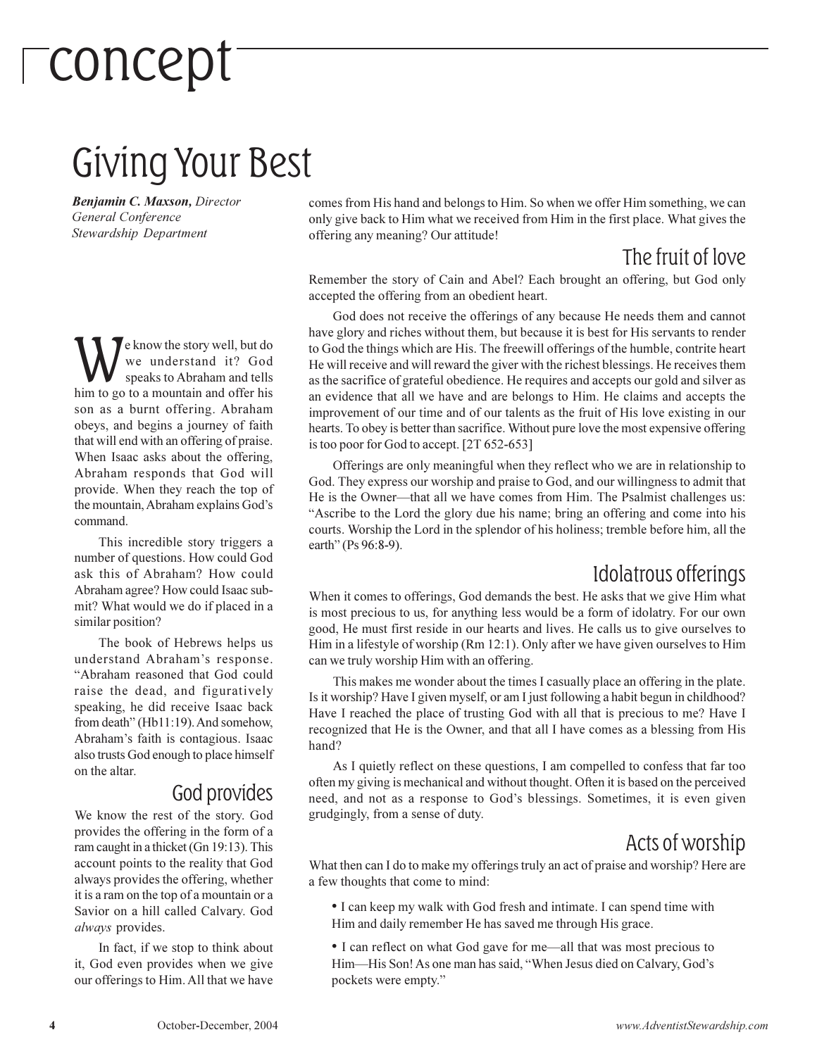# concept

## Giving Your Best

***Benjamin C. Maxson,*** *Director*
*General Conference*
*Stewardship Department*

We know the story well, but do we understand it? God speaks to Abraham and tells him to go to a mountain and offer his son as a burnt offering. Abraham obeys, and begins a journey of faith that will end with an offering of praise. When Isaac asks about the offering, Abraham responds that God will provide. When they reach the top of the mountain, Abraham explains God's command.

This incredible story triggers a number of questions. How could God ask this of Abraham? How could Abraham agree? How could Isaac submit? What would we do if placed in a similar position?

The book of Hebrews helps us understand Abraham's response. "Abraham reasoned that God could raise the dead, and figuratively speaking, he did receive Isaac back from death" (Hb11:19). And somehow, Abraham's faith is contagious. Isaac also trusts God enough to place himself on the altar.

### God provides

We know the rest of the story. God provides the offering in the form of a ram caught in a thicket (Gn 19:13). This account points to the reality that God always provides the offering, whether it is a ram on the top of a mountain or a Savior on a hill called Calvary. God *always* provides.

In fact, if we stop to think about it, God even provides when we give our offerings to Him. All that we have comes from His hand and belongs to Him. So when we offer Him something, we can only give back to Him what we received from Him in the first place. What gives the offering any meaning? Our attitude!

### The fruit of love

Remember the story of Cain and Abel? Each brought an offering, but God only accepted the offering from an obedient heart.

God does not receive the offerings of any because He needs them and cannot have glory and riches without them, but because it is best for His servants to render to God the things which are His. The freewill offerings of the humble, contrite heart He will receive and will reward the giver with the richest blessings. He receives them as the sacrifice of grateful obedience. He requires and accepts our gold and silver as an evidence that all we have and are belongs to Him. He claims and accepts the improvement of our time and of our talents as the fruit of His love existing in our hearts. To obey is better than sacrifice. Without pure love the most expensive offering is too poor for God to accept. [2T 652-653]

Offerings are only meaningful when they reflect who we are in relationship to God. They express our worship and praise to God, and our willingness to admit that He is the Owner—that all we have comes from Him. The Psalmist challenges us: "Ascribe to the Lord the glory due his name; bring an offering and come into his courts. Worship the Lord in the splendor of his holiness; tremble before him, all the earth" (Ps 96:8-9).

### Idolatrous offerings

When it comes to offerings, God demands the best. He asks that we give Him what is most precious to us, for anything less would be a form of idolatry. For our own good, He must first reside in our hearts and lives. He calls us to give ourselves to Him in a lifestyle of worship (Rm 12:1). Only after we have given ourselves to Him can we truly worship Him with an offering.

This makes me wonder about the times I casually place an offering in the plate. Is it worship? Have I given myself, or am I just following a habit begun in childhood? Have I reached the place of trusting God with all that is precious to me? Have I recognized that He is the Owner, and that all I have comes as a blessing from His hand?

As I quietly reflect on these questions, I am compelled to confess that far too often my giving is mechanical and without thought. Often it is based on the perceived need, and not as a response to God's blessings. Sometimes, it is even given grudgingly, from a sense of duty.

### Acts of worship

What then can I do to make my offerings truly an act of praise and worship? Here are a few thoughts that come to mind:

- I can keep my walk with God fresh and intimate. I can spend time with Him and daily remember He has saved me through His grace.
- I can reflect on what God gave for me—all that was most precious to Him—His Son! As one man has said, "When Jesus died on Calvary, God's pockets were empty."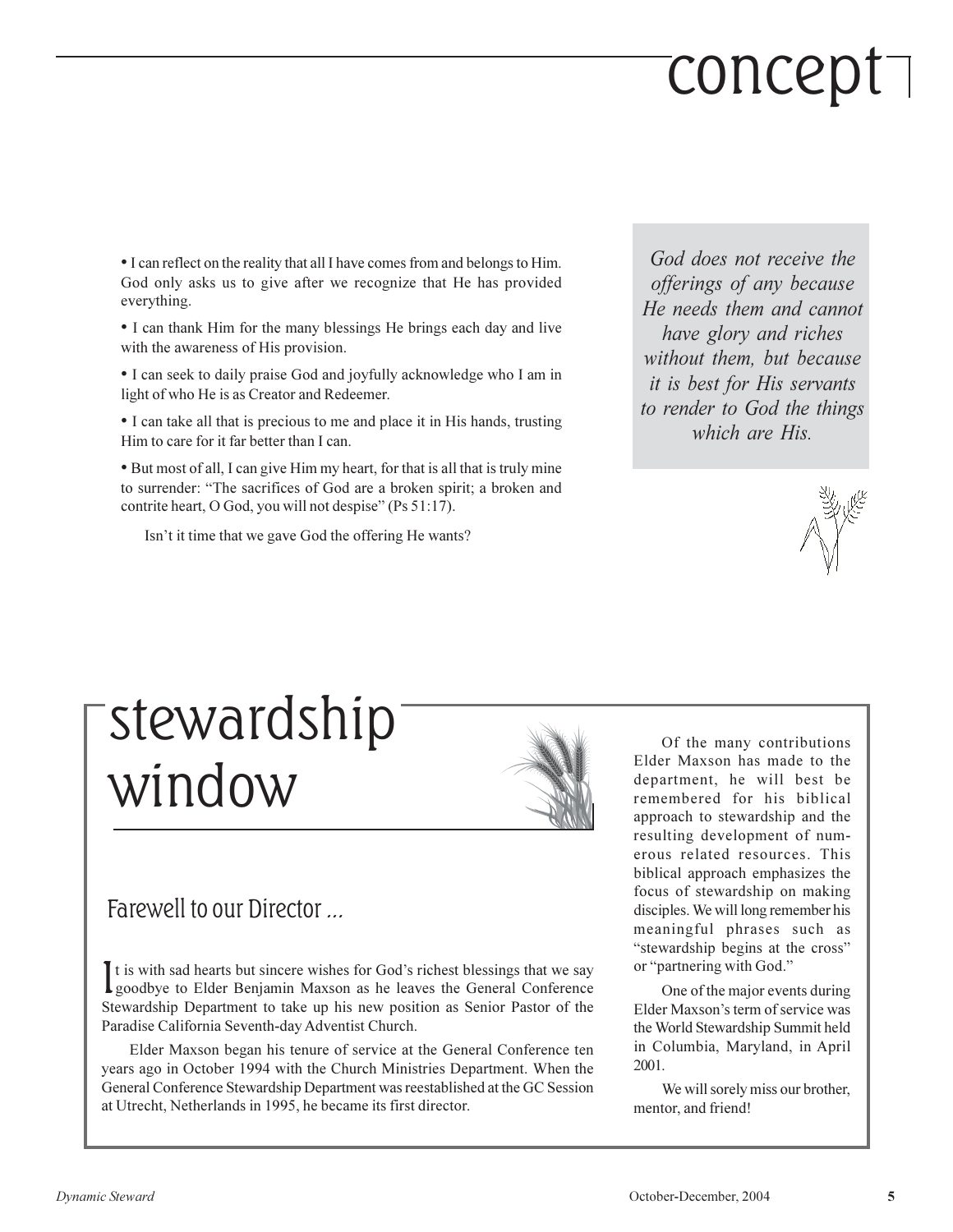# concept

- I can reflect on the reality that all I have comes from and belongs to Him. God only asks us to give after we recognize that He has provided everything.
- I can thank Him for the many blessings He brings each day and live with the awareness of His provision.
- I can seek to daily praise God and joyfully acknowledge who I am in light of who He is as Creator and Redeemer.
- I can take all that is precious to me and place it in His hands, trusting Him to care for it far better than I can.
- But most of all, I can give Him my heart, for that is all that is truly mine to surrender: "The sacrifices of God are a broken spirit; a broken and contrite heart, O God, you will not despise" (Ps 51:17).

Isn't it time that we gave God the offering He wants?

*God does not receive the offerings of any because He needs them and cannot have glory and riches without them, but because it is best for His servants to render to God the things which are His.*

# stewardship window

## Farewell to our Director ...

It is with sad hearts but sincere wishes for God's richest blessings that we say goodbye to Elder Benjamin Maxson as he leaves the General Conference Stewardship Department to take up his new position as Senior Pastor of the Paradise California Seventh-day Adventist Church.

Elder Maxson began his tenure of service at the General Conference ten years ago in October 1994 with the Church Ministries Department. When the General Conference Stewardship Department was reestablished at the GC Session at Utrecht, Netherlands in 1995, he became its first director.

Of the many contributions Elder Maxson has made to the department, he will best be remembered for his biblical approach to stewardship and the resulting development of numerous related resources. This biblical approach emphasizes the focus of stewardship on making disciples. We will long remember his meaningful phrases such as "stewardship begins at the cross" or "partnering with God."

One of the major events during Elder Maxson's term of service was the World Stewardship Summit held in Columbia, Maryland, in April 2001.

We will sorely miss our brother, mentor, and friend!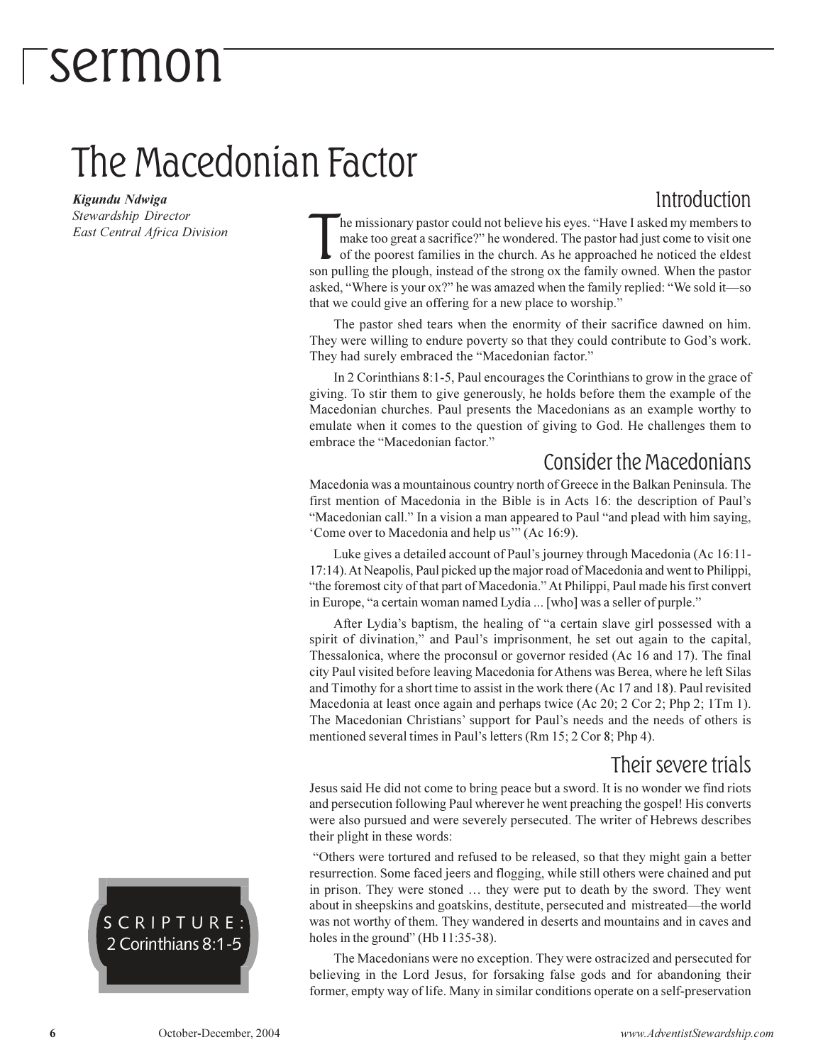# sermon

## The Macedonian Factor

***Kigundu Ndwiga***
*Stewardship Director*
*East Central Africa Division*

SCRIPTURE: 2 Corinthians 8:1-5

### Introduction

The missionary pastor could not believe his eyes. "Have I asked my members to make too great a sacrifice?" he wondered. The pastor had just come to visit one of the poorest families in the church. As he approached he noticed the eldest son pulling the plough, instead of the strong ox the family owned. When the pastor asked, "Where is your ox?" he was amazed when the family replied: "We sold it—so that we could give an offering for a new place to worship."

The pastor shed tears when the enormity of their sacrifice dawned on him. They were willing to endure poverty so that they could contribute to God's work. They had surely embraced the "Macedonian factor."

In 2 Corinthians 8:1-5, Paul encourages the Corinthians to grow in the grace of giving. To stir them to give generously, he holds before them the example of the Macedonian churches. Paul presents the Macedonians as an example worthy to emulate when it comes to the question of giving to God. He challenges them to embrace the "Macedonian factor."

### Consider the Macedonians

Macedonia was a mountainous country north of Greece in the Balkan Peninsula. The first mention of Macedonia in the Bible is in Acts 16: the description of Paul's "Macedonian call." In a vision a man appeared to Paul "and plead with him saying, 'Come over to Macedonia and help us'" (Ac 16:9).

Luke gives a detailed account of Paul's journey through Macedonia (Ac 16:11-17:14). At Neapolis, Paul picked up the major road of Macedonia and went to Philippi, "the foremost city of that part of Macedonia." At Philippi, Paul made his first convert in Europe, "a certain woman named Lydia ... [who] was a seller of purple."

After Lydia's baptism, the healing of "a certain slave girl possessed with a spirit of divination," and Paul's imprisonment, he set out again to the capital, Thessalonica, where the proconsul or governor resided (Ac 16 and 17). The final city Paul visited before leaving Macedonia for Athens was Berea, where he left Silas and Timothy for a short time to assist in the work there (Ac 17 and 18). Paul revisited Macedonia at least once again and perhaps twice (Ac 20; 2 Cor 2; Php 2; 1Tm 1). The Macedonian Christians' support for Paul's needs and the needs of others is mentioned several times in Paul's letters (Rm 15; 2 Cor 8; Php 4).

### Their severe trials

Jesus said He did not come to bring peace but a sword. It is no wonder we find riots and persecution following Paul wherever he went preaching the gospel! His converts were also pursued and were severely persecuted. The writer of Hebrews describes their plight in these words:

"Others were tortured and refused to be released, so that they might gain a better resurrection. Some faced jeers and flogging, while still others were chained and put in prison. They were stoned … they were put to death by the sword. They went about in sheepskins and goatskins, destitute, persecuted and mistreated—the world was not worthy of them. They wandered in deserts and mountains and in caves and holes in the ground" (Hb 11:35-38).

The Macedonians were no exception. They were ostracized and persecuted for believing in the Lord Jesus, for forsaking false gods and for abandoning their former, empty way of life. Many in similar conditions operate on a self-preservation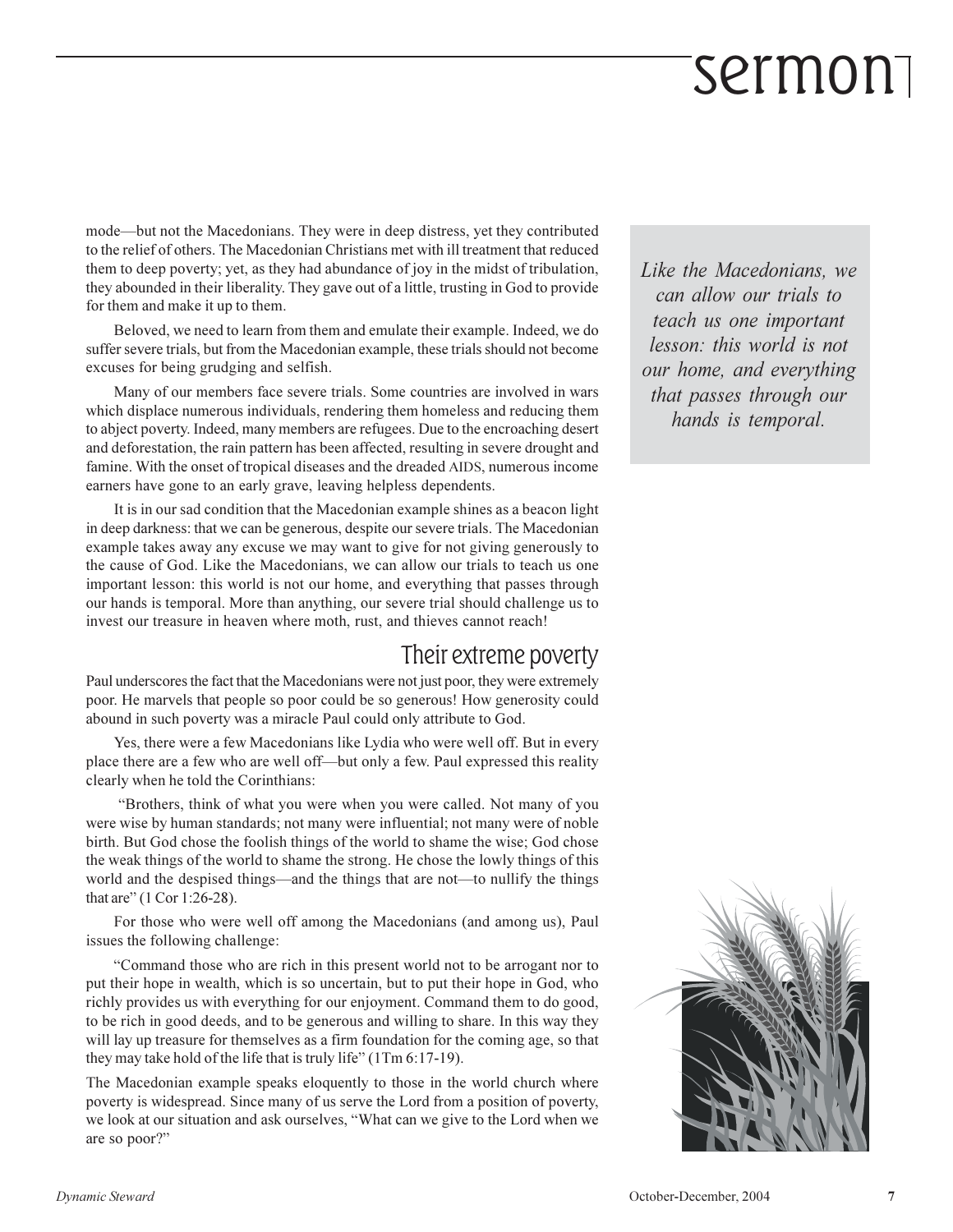mode—but not the Macedonians. They were in deep distress, yet they contributed to the relief of others. The Macedonian Christians met with ill treatment that reduced them to deep poverty; yet, as they had abundance of joy in the midst of tribulation, they abounded in their liberality. They gave out of a little, trusting in God to provide for them and make it up to them.

Beloved, we need to learn from them and emulate their example. Indeed, we do suffer severe trials, but from the Macedonian example, these trials should not become excuses for being grudging and selfish.

Many of our members face severe trials. Some countries are involved in wars which displace numerous individuals, rendering them homeless and reducing them to abject poverty. Indeed, many members are refugees. Due to the encroaching desert and deforestation, the rain pattern has been affected, resulting in severe drought and famine. With the onset of tropical diseases and the dreaded AIDS, numerous income earners have gone to an early grave, leaving helpless dependents.

It is in our sad condition that the Macedonian example shines as a beacon light in deep darkness: that we can be generous, despite our severe trials. The Macedonian example takes away any excuse we may want to give for not giving generously to the cause of God. Like the Macedonians, we can allow our trials to teach us one important lesson: this world is not our home, and everything that passes through our hands is temporal. More than anything, our severe trial should challenge us to invest our treasure in heaven where moth, rust, and thieves cannot reach!

*Like the Macedonians, we can allow our trials to teach us one important lesson: this world is not our home, and everything that passes through our hands is temporal.*

## Their extreme poverty

Paul underscores the fact that the Macedonians were not just poor, they were extremely poor. He marvels that people so poor could be so generous! How generosity could abound in such poverty was a miracle Paul could only attribute to God.

Yes, there were a few Macedonians like Lydia who were well off. But in every place there are a few who are well off—but only a few. Paul expressed this reality clearly when he told the Corinthians:

"Brothers, think of what you were when you were called. Not many of you were wise by human standards; not many were influential; not many were of noble birth. But God chose the foolish things of the world to shame the wise; God chose the weak things of the world to shame the strong. He chose the lowly things of this world and the despised things—and the things that are not—to nullify the things that are" (1 Cor 1:26-28).

For those who were well off among the Macedonians (and among us), Paul issues the following challenge:

"Command those who are rich in this present world not to be arrogant nor to put their hope in wealth, which is so uncertain, but to put their hope in God, who richly provides us with everything for our enjoyment. Command them to do good, to be rich in good deeds, and to be generous and willing to share. In this way they will lay up treasure for themselves as a firm foundation for the coming age, so that they may take hold of the life that is truly life" (1Tm 6:17-19).

The Macedonian example speaks eloquently to those in the world church where poverty is widespread. Since many of us serve the Lord from a position of poverty, we look at our situation and ask ourselves, "What can we give to the Lord when we are so poor?"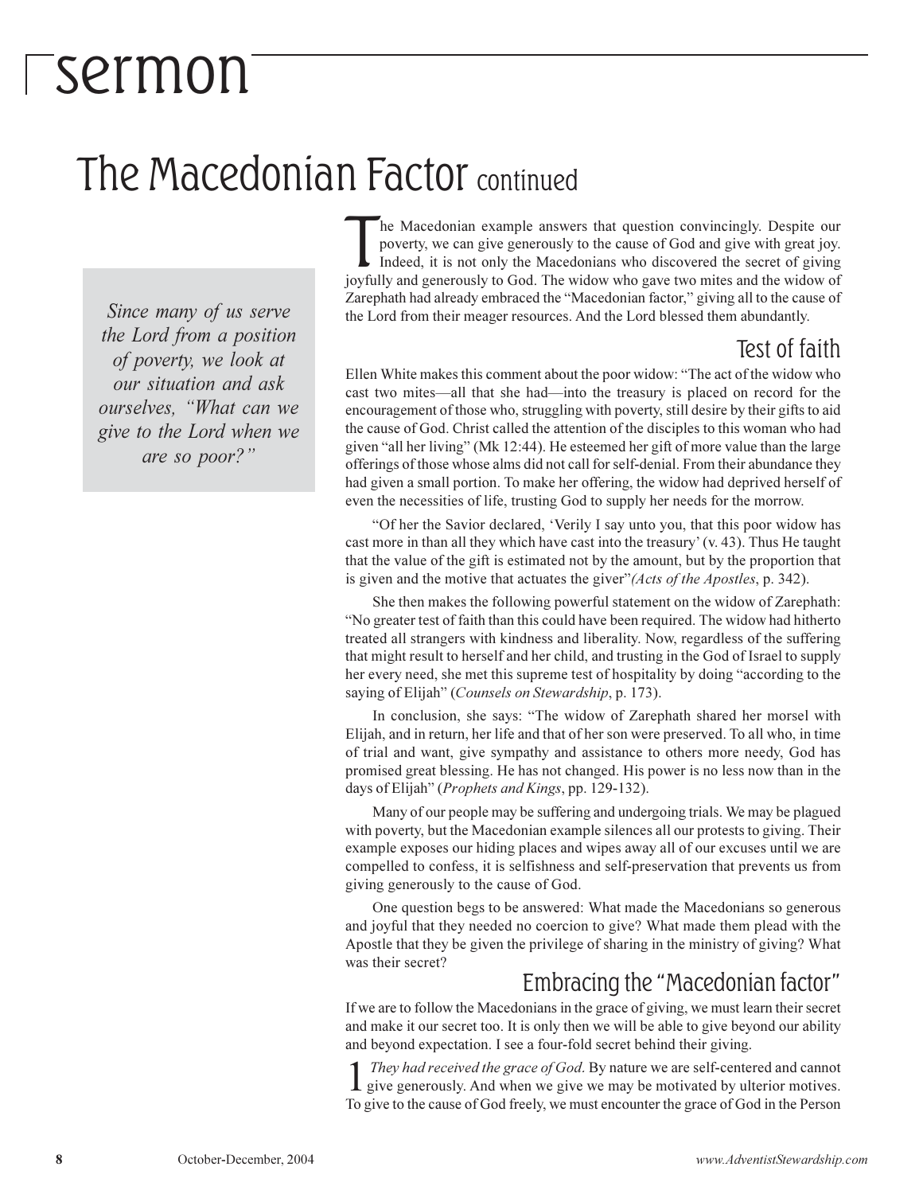# sermon

## The Macedonian Factor continued

> *Since many of us serve the Lord from a position of poverty, we look at our situation and ask ourselves, "What can we give to the Lord when we are so poor?"*

The Macedonian example answers that question convincingly. Despite our poverty, we can give generously to the cause of God and give with great joy. Indeed, it is not only the Macedonians who discovered the secret of giving joyfully and generously to God. The widow who gave two mites and the widow of Zarephath had already embraced the "Macedonian factor," giving all to the cause of the Lord from their meager resources. And the Lord blessed them abundantly.

### Test of faith

Ellen White makes this comment about the poor widow: "The act of the widow who cast two mites—all that she had—into the treasury is placed on record for the encouragement of those who, struggling with poverty, still desire by their gifts to aid the cause of God. Christ called the attention of the disciples to this woman who had given "all her living" (Mk 12:44). He esteemed her gift of more value than the large offerings of those whose alms did not call for self-denial. From their abundance they had given a small portion. To make her offering, the widow had deprived herself of even the necessities of life, trusting God to supply her needs for the morrow.

"Of her the Savior declared, 'Verily I say unto you, that this poor widow has cast more in than all they which have cast into the treasury' (v. 43). Thus He taught that the value of the gift is estimated not by the amount, but by the proportion that is given and the motive that actuates the giver" *(Acts of the Apostles*, p. 342).

She then makes the following powerful statement on the widow of Zarephath: "No greater test of faith than this could have been required. The widow had hitherto treated all strangers with kindness and liberality. Now, regardless of the suffering that might result to herself and her child, and trusting in the God of Israel to supply her every need, she met this supreme test of hospitality by doing "according to the saying of Elijah" (*Counsels on Stewardship*, p. 173).

In conclusion, she says: "The widow of Zarephath shared her morsel with Elijah, and in return, her life and that of her son were preserved. To all who, in time of trial and want, give sympathy and assistance to others more needy, God has promised great blessing. He has not changed. His power is no less now than in the days of Elijah" (*Prophets and Kings*, pp. 129-132).

Many of our people may be suffering and undergoing trials. We may be plagued with poverty, but the Macedonian example silences all our protests to giving. Their example exposes our hiding places and wipes away all of our excuses until we are compelled to confess, it is selfishness and self-preservation that prevents us from giving generously to the cause of God.

One question begs to be answered: What made the Macedonians so generous and joyful that they needed no coercion to give? What made them plead with the Apostle that they be given the privilege of sharing in the ministry of giving? What was their secret?

### Embracing the "Macedonian factor"

If we are to follow the Macedonians in the grace of giving, we must learn their secret and make it our secret too. It is only then we will be able to give beyond our ability and beyond expectation. I see a four-fold secret behind their giving.

1 *They had received the grace of God*. By nature we are self-centered and cannot give generously. And when we give we may be motivated by ulterior motives. To give to the cause of God freely, we must encounter the grace of God in the Person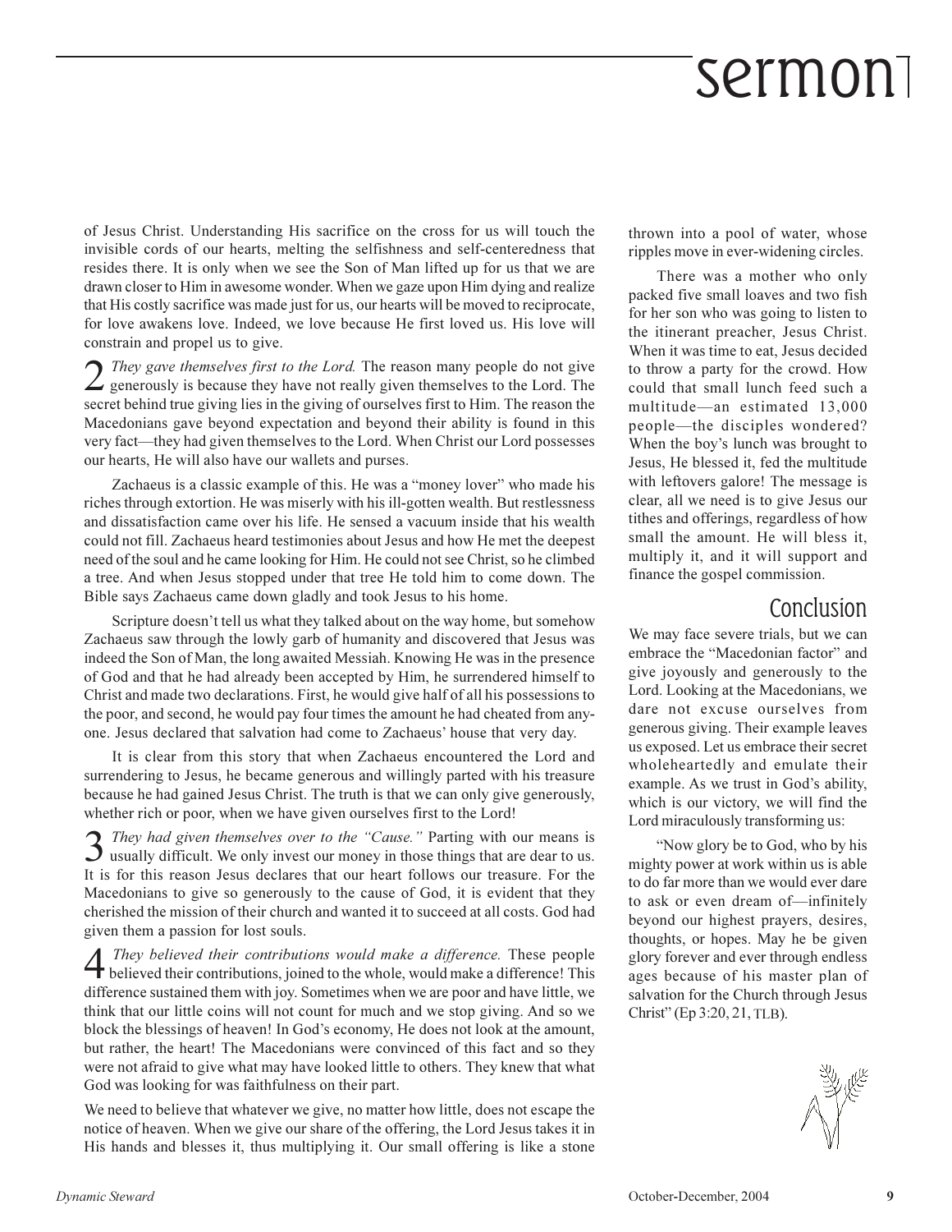of Jesus Christ. Understanding His sacrifice on the cross for us will touch the invisible cords of our hearts, melting the selfishness and self-centeredness that resides there. It is only when we see the Son of Man lifted up for us that we are drawn closer to Him in awesome wonder. When we gaze upon Him dying and realize that His costly sacrifice was made just for us, our hearts will be moved to reciprocate, for love awakens love. Indeed, we love because He first loved us. His love will constrain and propel us to give.

2 *They gave themselves first to the Lord.* The reason many people do not give generously is because they have not really given themselves to the Lord. The secret behind true giving lies in the giving of ourselves first to Him. The reason the Macedonians gave beyond expectation and beyond their ability is found in this very fact—they had given themselves to the Lord. When Christ our Lord possesses our hearts, He will also have our wallets and purses.

Zachaeus is a classic example of this. He was a "money lover" who made his riches through extortion. He was miserly with his ill-gotten wealth. But restlessness and dissatisfaction came over his life. He sensed a vacuum inside that his wealth could not fill. Zachaeus heard testimonies about Jesus and how He met the deepest need of the soul and he came looking for Him. He could not see Christ, so he climbed a tree. And when Jesus stopped under that tree He told him to come down. The Bible says Zachaeus came down gladly and took Jesus to his home.

Scripture doesn't tell us what they talked about on the way home, but somehow Zachaeus saw through the lowly garb of humanity and discovered that Jesus was indeed the Son of Man, the long awaited Messiah. Knowing He was in the presence of God and that he had already been accepted by Him, he surrendered himself to Christ and made two declarations. First, he would give half of all his possessions to the poor, and second, he would pay four times the amount he had cheated from anyone. Jesus declared that salvation had come to Zachaeus' house that very day.

It is clear from this story that when Zachaeus encountered the Lord and surrendering to Jesus, he became generous and willingly parted with his treasure because he had gained Jesus Christ. The truth is that we can only give generously, whether rich or poor, when we have given ourselves first to the Lord!

3 *They had given themselves over to the "Cause."* Parting with our means is usually difficult. We only invest our money in those things that are dear to us. It is for this reason Jesus declares that our heart follows our treasure. For the Macedonians to give so generously to the cause of God, it is evident that they cherished the mission of their church and wanted it to succeed at all costs. God had given them a passion for lost souls.

4 *They believed their contributions would make a difference.* These people believed their contributions, joined to the whole, would make a difference! This difference sustained them with joy. Sometimes when we are poor and have little, we think that our little coins will not count for much and we stop giving. And so we block the blessings of heaven! In God's economy, He does not look at the amount, but rather, the heart! The Macedonians were convinced of this fact and so they were not afraid to give what may have looked little to others. They knew that what God was looking for was faithfulness on their part.

We need to believe that whatever we give, no matter how little, does not escape the notice of heaven. When we give our share of the offering, the Lord Jesus takes it in His hands and blesses it, thus multiplying it. Our small offering is like a stone thrown into a pool of water, whose ripples move in ever-widening circles.

There was a mother who only packed five small loaves and two fish for her son who was going to listen to the itinerant preacher, Jesus Christ. When it was time to eat, Jesus decided to throw a party for the crowd. How could that small lunch feed such a multitude—an estimated 13,000 people—the disciples wondered? When the boy's lunch was brought to Jesus, He blessed it, fed the multitude with leftovers galore! The message is clear, all we need is to give Jesus our tithes and offerings, regardless of how small the amount. He will bless it, multiply it, and it will support and finance the gospel commission.

## Conclusion

We may face severe trials, but we can embrace the "Macedonian factor" and give joyously and generously to the Lord. Looking at the Macedonians, we dare not excuse ourselves from generous giving. Their example leaves us exposed. Let us embrace their secret wholeheartedly and emulate their example. As we trust in God's ability, which is our victory, we will find the Lord miraculously transforming us:

"Now glory be to God, who by his mighty power at work within us is able to do far more than we would ever dare to ask or even dream of—infinitely beyond our highest prayers, desires, thoughts, or hopes. May he be given glory forever and ever through endless ages because of his master plan of salvation for the Church through Jesus Christ" (Ep 3:20, 21, TLB).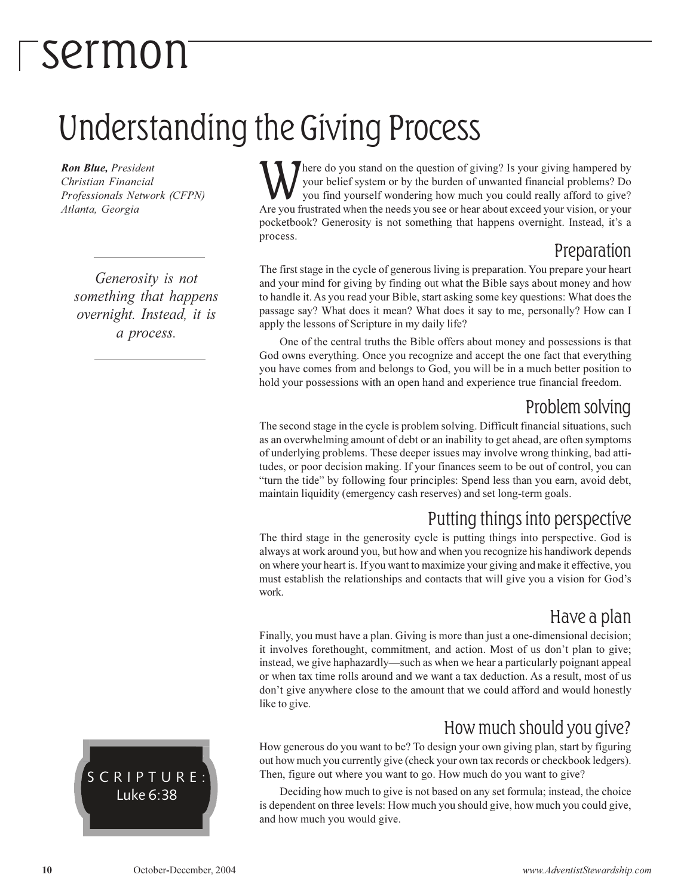# sermon

## Understanding the Giving Process

***Ron Blue,*** *President*
*Christian Financial Professionals Network (CFPN)*
*Atlanta, Georgia*

*Generosity is not something that happens overnight. Instead, it is a process.*

**SCRIPTURE:** Luke 6:38

Where do you stand on the question of giving? Is your giving hampered by your belief system or by the burden of unwanted financial problems? Do you find yourself wondering how much you could really afford to give? Are you frustrated when the needs you see or hear about exceed your vision, or your pocketbook? Generosity is not something that happens overnight. Instead, it's a process.

### Preparation

The first stage in the cycle of generous living is preparation. You prepare your heart and your mind for giving by finding out what the Bible says about money and how to handle it. As you read your Bible, start asking some key questions: What does the passage say? What does it mean? What does it say to me, personally? How can I apply the lessons of Scripture in my daily life?

One of the central truths the Bible offers about money and possessions is that God owns everything. Once you recognize and accept the one fact that everything you have comes from and belongs to God, you will be in a much better position to hold your possessions with an open hand and experience true financial freedom.

### Problem solving

The second stage in the cycle is problem solving. Difficult financial situations, such as an overwhelming amount of debt or an inability to get ahead, are often symptoms of underlying problems. These deeper issues may involve wrong thinking, bad attitudes, or poor decision making. If your finances seem to be out of control, you can "turn the tide" by following four principles: Spend less than you earn, avoid debt, maintain liquidity (emergency cash reserves) and set long-term goals.

### Putting things into perspective

The third stage in the generosity cycle is putting things into perspective. God is always at work around you, but how and when you recognize his handiwork depends on where your heart is. If you want to maximize your giving and make it effective, you must establish the relationships and contacts that will give you a vision for God's work.

### Have a plan

Finally, you must have a plan. Giving is more than just a one-dimensional decision; it involves forethought, commitment, and action. Most of us don't plan to give; instead, we give haphazardly—such as when we hear a particularly poignant appeal or when tax time rolls around and we want a tax deduction. As a result, most of us don't give anywhere close to the amount that we could afford and would honestly like to give.

### How much should you give?

How generous do you want to be? To design your own giving plan, start by figuring out how much you currently give (check your own tax records or checkbook ledgers). Then, figure out where you want to go. How much do you want to give?

Deciding how much to give is not based on any set formula; instead, the choice is dependent on three levels: How much you should give, how much you could give, and how much you would give.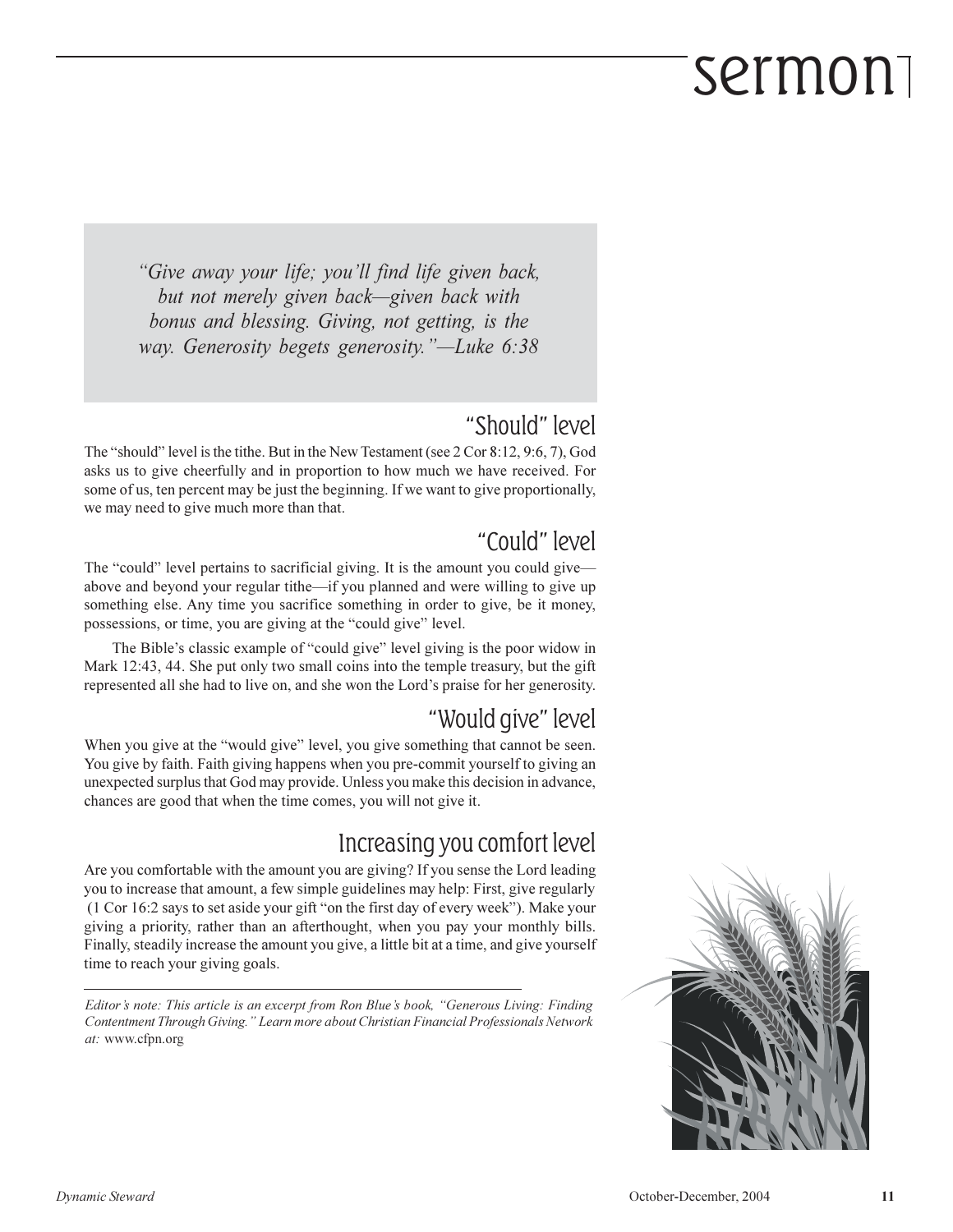> *"Give away your life; you'll find life given back, but not merely given back—given back with bonus and blessing. Giving, not getting, is the way. Generosity begets generosity."—Luke 6:38*

## "Should" level

The "should" level is the tithe. But in the New Testament (see 2 Cor 8:12, 9:6, 7), God asks us to give cheerfully and in proportion to how much we have received. For some of us, ten percent may be just the beginning. If we want to give proportionally, we may need to give much more than that.

## "Could" level

The "could" level pertains to sacrificial giving. It is the amount you could give—above and beyond your regular tithe—if you planned and were willing to give up something else. Any time you sacrifice something in order to give, be it money, possessions, or time, you are giving at the "could give" level.

The Bible's classic example of "could give" level giving is the poor widow in Mark 12:43, 44. She put only two small coins into the temple treasury, but the gift represented all she had to live on, and she won the Lord's praise for her generosity.

## "Would give" level

When you give at the "would give" level, you give something that cannot be seen. You give by faith. Faith giving happens when you pre-commit yourself to giving an unexpected surplus that God may provide. Unless you make this decision in advance, chances are good that when the time comes, you will not give it.

## Increasing you comfort level

Are you comfortable with the amount you are giving? If you sense the Lord leading you to increase that amount, a few simple guidelines may help: First, give regularly (1 Cor 16:2 says to set aside your gift "on the first day of every week"). Make your giving a priority, rather than an afterthought, when you pay your monthly bills. Finally, steadily increase the amount you give, a little bit at a time, and give yourself time to reach your giving goals.

---

*Editor's note: This article is an excerpt from Ron Blue's book, "Generous Living: Finding Contentment Through Giving." Learn more about Christian Financial Professionals Network at:* www.cfpn.org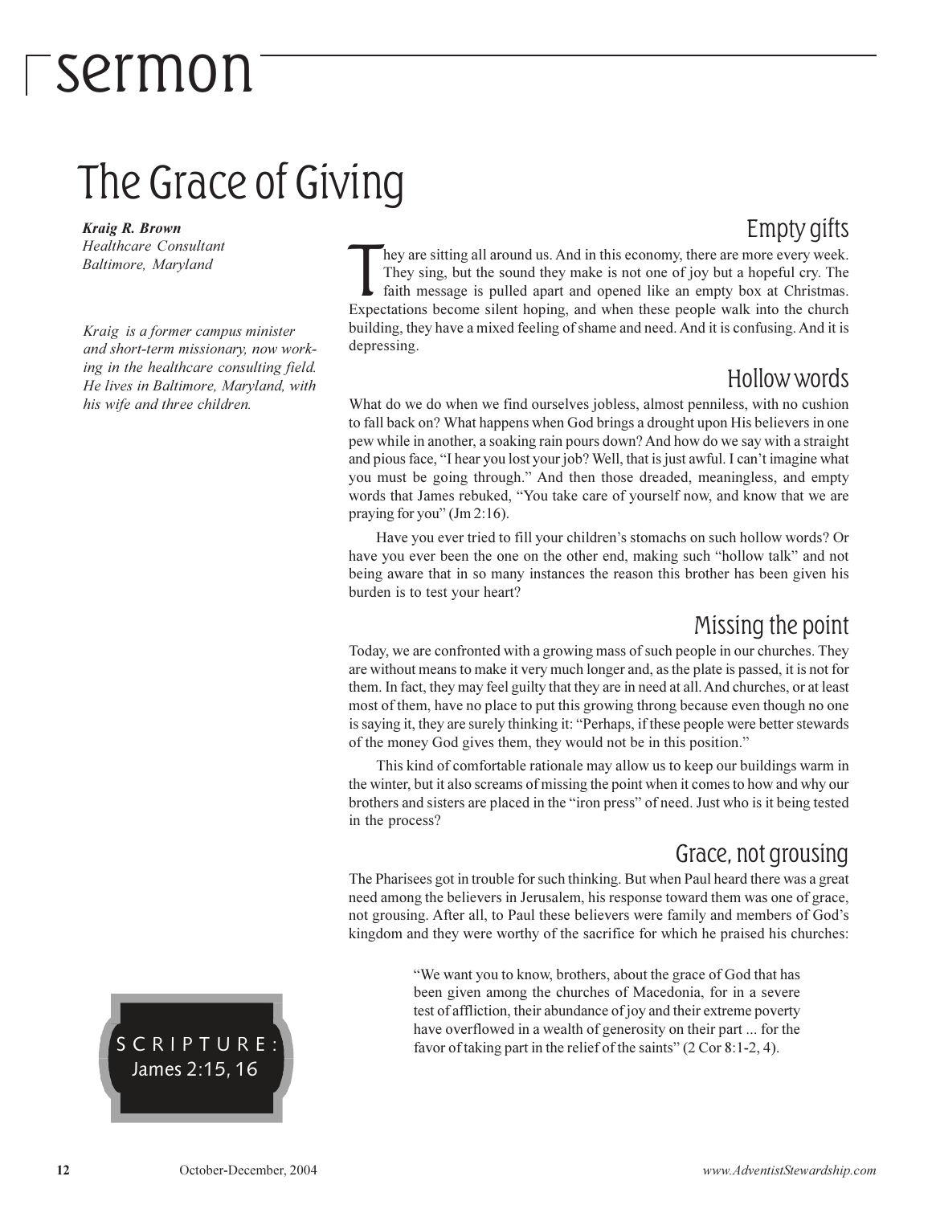# sermon

## The Grace of Giving

***Kraig R. Brown***
*Healthcare Consultant*
*Baltimore, Maryland*

*Kraig is a former campus minister and short-term missionary, now working in the healthcare consulting field. He lives in Baltimore, Maryland, with his wife and three children.*

SCRIPTURE:
James 2:15, 16

### Empty gifts

They are sitting all around us. And in this economy, there are more every week. They sing, but the sound they make is not one of joy but a hopeful cry. The faith message is pulled apart and opened like an empty box at Christmas. Expectations become silent hoping, and when these people walk into the church building, they have a mixed feeling of shame and need. And it is confusing. And it is depressing.

### Hollow words

What do we do when we find ourselves jobless, almost penniless, with no cushion to fall back on? What happens when God brings a drought upon His believers in one pew while in another, a soaking rain pours down? And how do we say with a straight and pious face, "I hear you lost your job? Well, that is just awful. I can't imagine what you must be going through." And then those dreaded, meaningless, and empty words that James rebuked, "You take care of yourself now, and know that we are praying for you" (Jm 2:16).

Have you ever tried to fill your children's stomachs on such hollow words? Or have you ever been the one on the other end, making such "hollow talk" and not being aware that in so many instances the reason this brother has been given his burden is to test your heart?

### Missing the point

Today, we are confronted with a growing mass of such people in our churches. They are without means to make it very much longer and, as the plate is passed, it is not for them. In fact, they may feel guilty that they are in need at all. And churches, or at least most of them, have no place to put this growing throng because even though no one is saying it, they are surely thinking it: "Perhaps, if these people were better stewards of the money God gives them, they would not be in this position."

This kind of comfortable rationale may allow us to keep our buildings warm in the winter, but it also screams of missing the point when it comes to how and why our brothers and sisters are placed in the "iron press" of need. Just who is it being tested in the process?

### Grace, not grousing

The Pharisees got in trouble for such thinking. But when Paul heard there was a great need among the believers in Jerusalem, his response toward them was one of grace, not grousing. After all, to Paul these believers were family and members of God's kingdom and they were worthy of the sacrifice for which he praised his churches:

> "We want you to know, brothers, about the grace of God that has been given among the churches of Macedonia, for in a severe test of affliction, their abundance of joy and their extreme poverty have overflowed in a wealth of generosity on their part ... for the favor of taking part in the relief of the saints" (2 Cor 8:1-2, 4).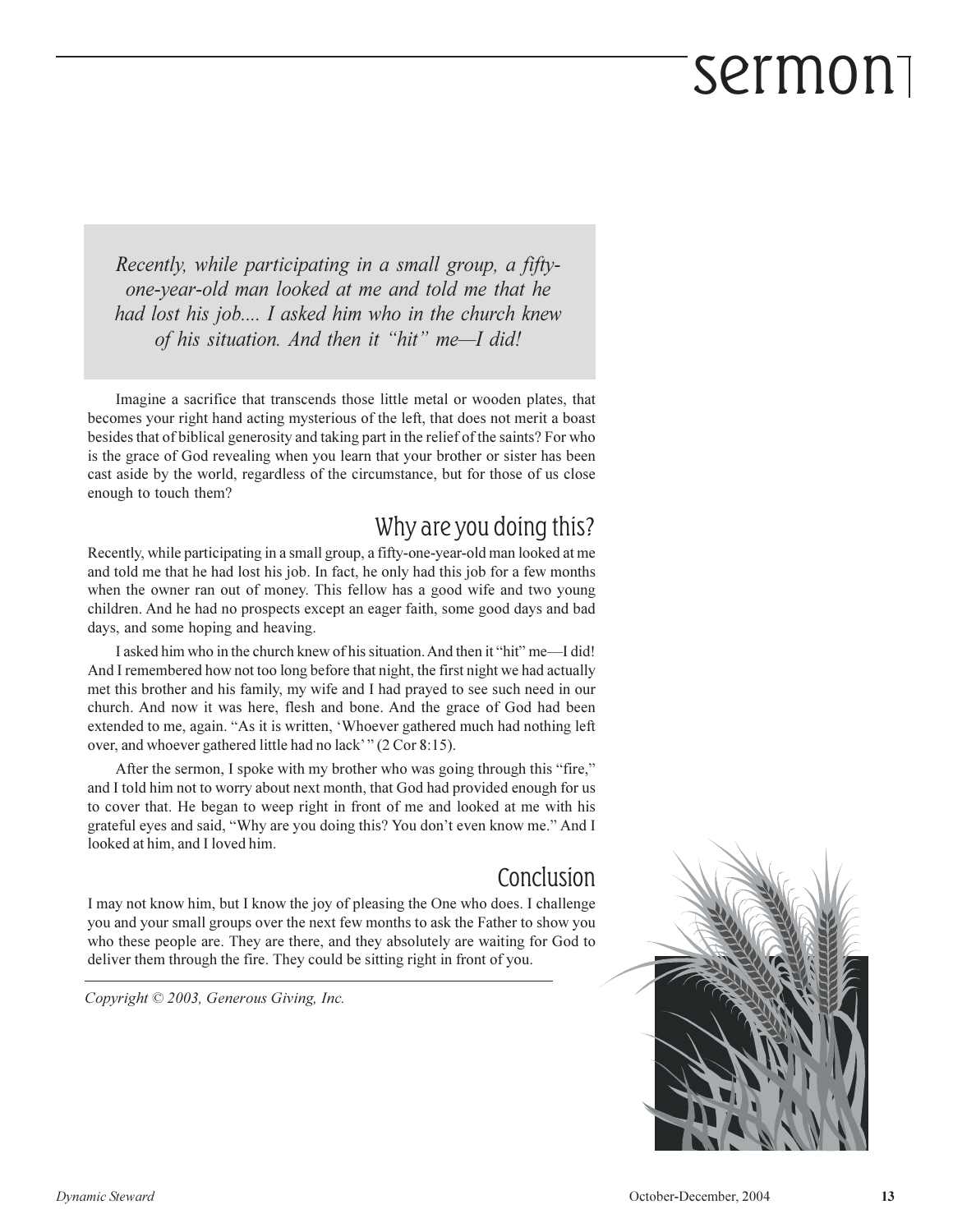> *Recently, while participating in a small group, a fifty-one-year-old man looked at me and told me that he had lost his job.... I asked him who in the church knew of his situation. And then it "hit" me—I did!*

Imagine a sacrifice that transcends those little metal or wooden plates, that becomes your right hand acting mysterious of the left, that does not merit a boast besides that of biblical generosity and taking part in the relief of the saints? For who is the grace of God revealing when you learn that your brother or sister has been cast aside by the world, regardless of the circumstance, but for those of us close enough to touch them?

## Why are you doing this?

Recently, while participating in a small group, a fifty-one-year-old man looked at me and told me that he had lost his job. In fact, he only had this job for a few months when the owner ran out of money. This fellow has a good wife and two young children. And he had no prospects except an eager faith, some good days and bad days, and some hoping and heaving.

I asked him who in the church knew of his situation. And then it "hit" me—I did! And I remembered how not too long before that night, the first night we had actually met this brother and his family, my wife and I had prayed to see such need in our church. And now it was here, flesh and bone. And the grace of God had been extended to me, again. "As it is written, 'Whoever gathered much had nothing left over, and whoever gathered little had no lack' " (2 Cor 8:15).

After the sermon, I spoke with my brother who was going through this "fire," and I told him not to worry about next month, that God had provided enough for us to cover that. He began to weep right in front of me and looked at me with his grateful eyes and said, "Why are you doing this? You don't even know me." And I looked at him, and I loved him.

## Conclusion

I may not know him, but I know the joy of pleasing the One who does. I challenge you and your small groups over the next few months to ask the Father to show you who these people are. They are there, and they absolutely are waiting for God to deliver them through the fire. They could be sitting right in front of you.

---

*Copyright © 2003, Generous Giving, Inc.*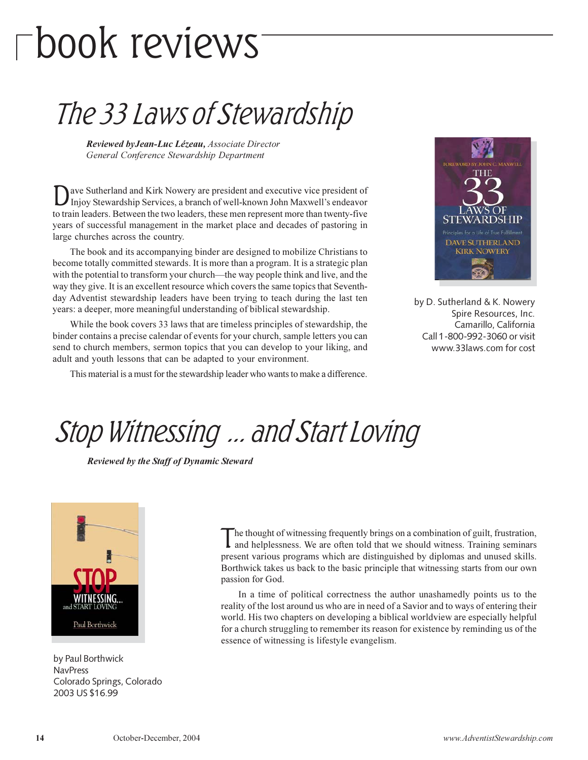# book reviews

## The 33 Laws of Stewardship

***Reviewed by Jean-Luc Lézeau,*** *Associate Director*
*General Conference Stewardship Department*

Dave Sutherland and Kirk Nowery are president and executive vice president of Injoy Stewardship Services, a branch of well-known John Maxwell's endeavor to train leaders. Between the two leaders, these men represent more than twenty-five years of successful management in the market place and decades of pastoring in large churches across the country.

The book and its accompanying binder are designed to mobilize Christians to become totally committed stewards. It is more than a program. It is a strategic plan with the potential to transform your church—the way people think and live, and the way they give. It is an excellent resource which covers the same topics that Seventh-day Adventist stewardship leaders have been trying to teach during the last ten years: a deeper, more meaningful understanding of biblical stewardship.

While the book covers 33 laws that are timeless principles of stewardship, the binder contains a precise calendar of events for your church, sample letters you can send to church members, sermon topics that you can develop to your liking, and adult and youth lessons that can be adapted to your environment.

This material is a must for the stewardship leader who wants to make a difference.

by D. Sutherland & K. Nowery
Spire Resources, Inc.
Camarillo, California
Call 1-800-992-3060 or visit www.33laws.com for cost

## Stop Witnessing ... and Start Loving

***Reviewed by the Staff of Dynamic Steward***

by Paul Borthwick
NavPress
Colorado Springs, Colorado
2003 US $16.99

The thought of witnessing frequently brings on a combination of guilt, frustration, and helplessness. We are often told that we should witness. Training seminars present various programs which are distinguished by diplomas and unused skills. Borthwick takes us back to the basic principle that witnessing starts from our own passion for God.

In a time of political correctness the author unashamedly points us to the reality of the lost around us who are in need of a Savior and to ways of entering their world. His two chapters on developing a biblical worldview are especially helpful for a church struggling to remember its reason for existence by reminding us of the essence of witnessing is lifestyle evangelism.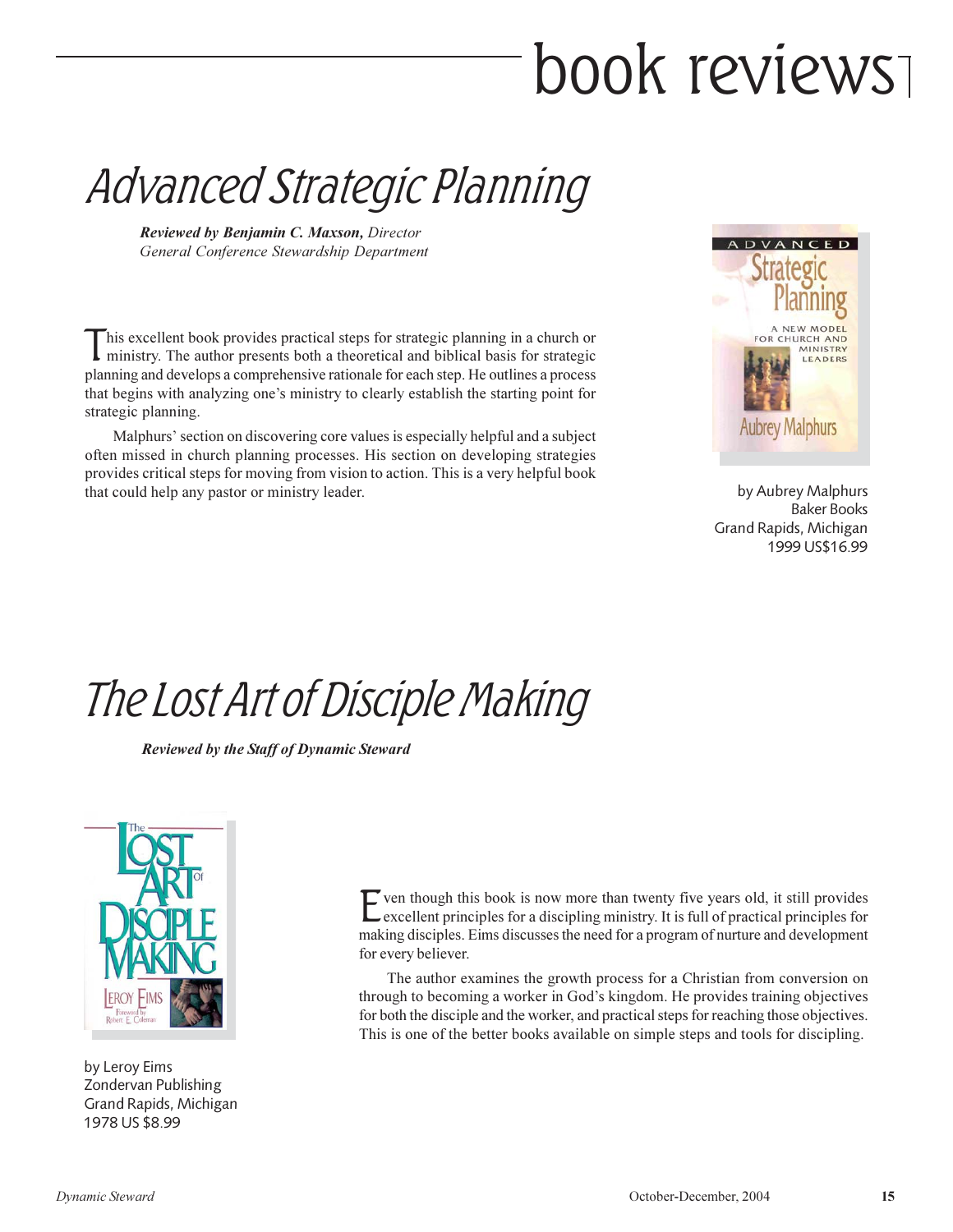# book reviews

## Advanced Strategic Planning

***Reviewed by Benjamin C. Maxson,*** *Director*
*General Conference Stewardship Department*

This excellent book provides practical steps for strategic planning in a church or ministry. The author presents both a theoretical and biblical basis for strategic planning and develops a comprehensive rationale for each step. He outlines a process that begins with analyzing one's ministry to clearly establish the starting point for strategic planning.

Malphurs' section on discovering core values is especially helpful and a subject often missed in church planning processes. His section on developing strategies provides critical steps for moving from vision to action. This is a very helpful book that could help any pastor or ministry leader.

by Aubrey Malphurs
Baker Books
Grand Rapids, Michigan
1999 US$16.99

## The Lost Art of Disciple Making

***Reviewed by the Staff of Dynamic Steward***

by Leroy Eims
Zondervan Publishing
Grand Rapids, Michigan
1978 US $8.99

Even though this book is now more than twenty five years old, it still provides excellent principles for a discipling ministry. It is full of practical principles for making disciples. Eims discusses the need for a program of nurture and development for every believer.

The author examines the growth process for a Christian from conversion on through to becoming a worker in God's kingdom. He provides training objectives for both the disciple and the worker, and practical steps for reaching those objectives. This is one of the better books available on simple steps and tools for discipling.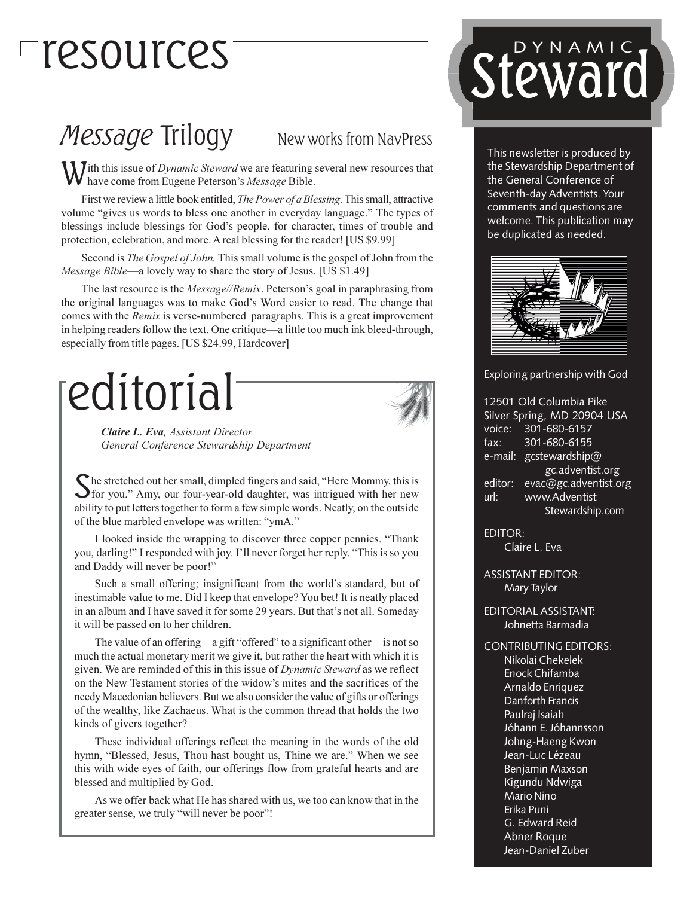# resources

## *Message* Trilogy

New works from NavPress

With this issue of *Dynamic Steward* we are featuring several new resources that have come from Eugene Peterson's *Message* Bible.

First we review a little book entitled, *The Power of a Blessing*. This small, attractive volume "gives us words to bless one another in everyday language." The types of blessings include blessings for God's people, for character, times of trouble and protection, celebration, and more. A real blessing for the reader! [US $9.99]

Second is *The Gospel of John.* This small volume is the gospel of John from the *Message Bible*—a lovely way to share the story of Jesus. [US $1.49]

The last resource is the *Message//Remix*. Peterson's goal in paraphrasing from the original languages was to make God's Word easier to read. The change that comes with the *Remix* is verse-numbered paragraphs. This is a great improvement in helping readers follow the text. One critique—a little too much ink bleed-through, especially from title pages. [US $24.99, Hardcover]

# editorial

***Claire L. Eva**, Assistant Director*
*General Conference Stewardship Department*

She stretched out her small, dimpled fingers and said, "Here Mommy, this is for you." Amy, our four-year-old daughter, was intrigued with her new ability to put letters together to form a few simple words. Neatly, on the outside of the blue marbled envelope was written: "ymA."

I looked inside the wrapping to discover three copper pennies. "Thank you, darling!" I responded with joy. I'll never forget her reply. "This is so you and Daddy will never be poor!"

Such a small offering; insignificant from the world's standard, but of inestimable value to me. Did I keep that envelope? You bet! It is neatly placed in an album and I have saved it for some 29 years. But that's not all. Someday it will be passed on to her children.

The value of an offering—a gift "offered" to a significant other—is not so much the actual monetary merit we give it, but rather the heart with which it is given. We are reminded of this in this issue of *Dynamic Steward* as we reflect on the New Testament stories of the widow's mites and the sacrifices of the needy Macedonian believers. But we also consider the value of gifts or offerings of the wealthy, like Zachaeus. What is the common thread that holds the two kinds of givers together?

These individual offerings reflect the meaning in the words of the old hymn, "Blessed, Jesus, Thou hast bought us, Thine we are." When we see this with wide eyes of faith, our offerings flow from grateful hearts and are blessed and multiplied by God.

As we offer back what He has shared with us, we too can know that in the greater sense, we truly "will never be poor"!

# DYNAMIC Steward

This newsletter is produced by the Stewardship Department of the General Conference of Seventh-day Adventists. Your comments and questions are welcome. This publication may be duplicated as needed.

Exploring partnership with God

12501 Old Columbia Pike
Silver Spring, MD 20904 USA
voice: 301-680-6157
fax: 301-680-6155
e-mail: gcstewardship@gc.adventist.org
editor: evac@gc.adventist.org
url: www.AdventistStewardship.com

EDITOR:
Claire L. Eva

ASSISTANT EDITOR:
Mary Taylor

EDITORIAL ASSISTANT:
Johnetta Barmadia

CONTRIBUTING EDITORS:
Nikolai Chekelek
Enock Chifamba
Arnaldo Enriquez
Danforth Francis
Paulraj Isaiah
Jóhann E. Jóhannsson
Johng-Haeng Kwon
Jean-Luc Lézeau
Benjamin Maxson
Kigundu Ndwiga
Mario Nino
Erika Puni
G. Edward Reid
Abner Roque
Jean-Daniel Zuber